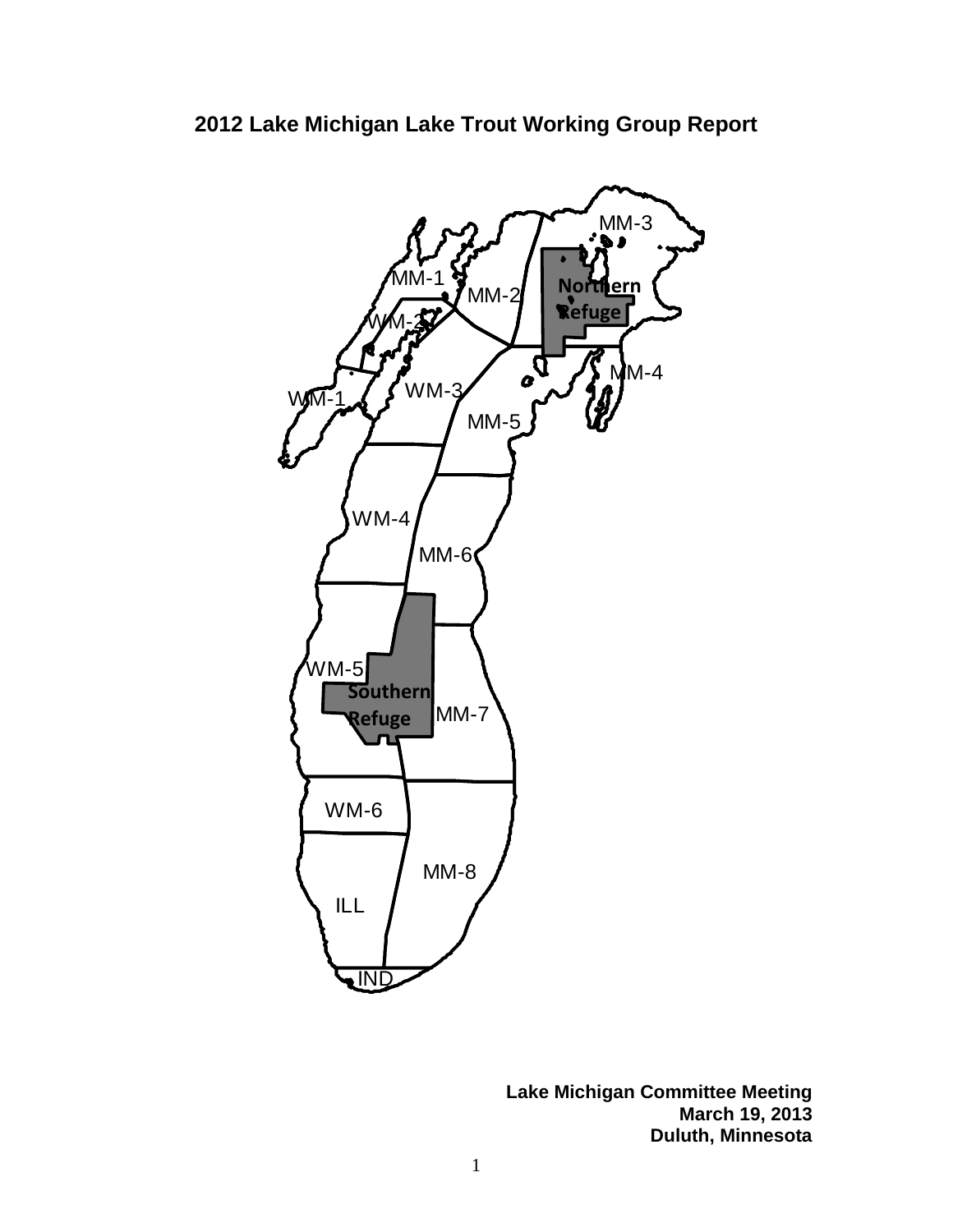# 2012 Lake Michigan Lake Trout Working Group Report

MM-3

MM-1

MM-2

Northern Refuge

WM-2

MM-4

WM-3

WM-1

MM-5

WM-4

MM-6

WM-5

Southern Refuge

MM-7

WM-6

MM-8

ILL

IND

**Lake Michigan Committee Meeting**
**March 19, 2013**
**Duluth, Minnesota**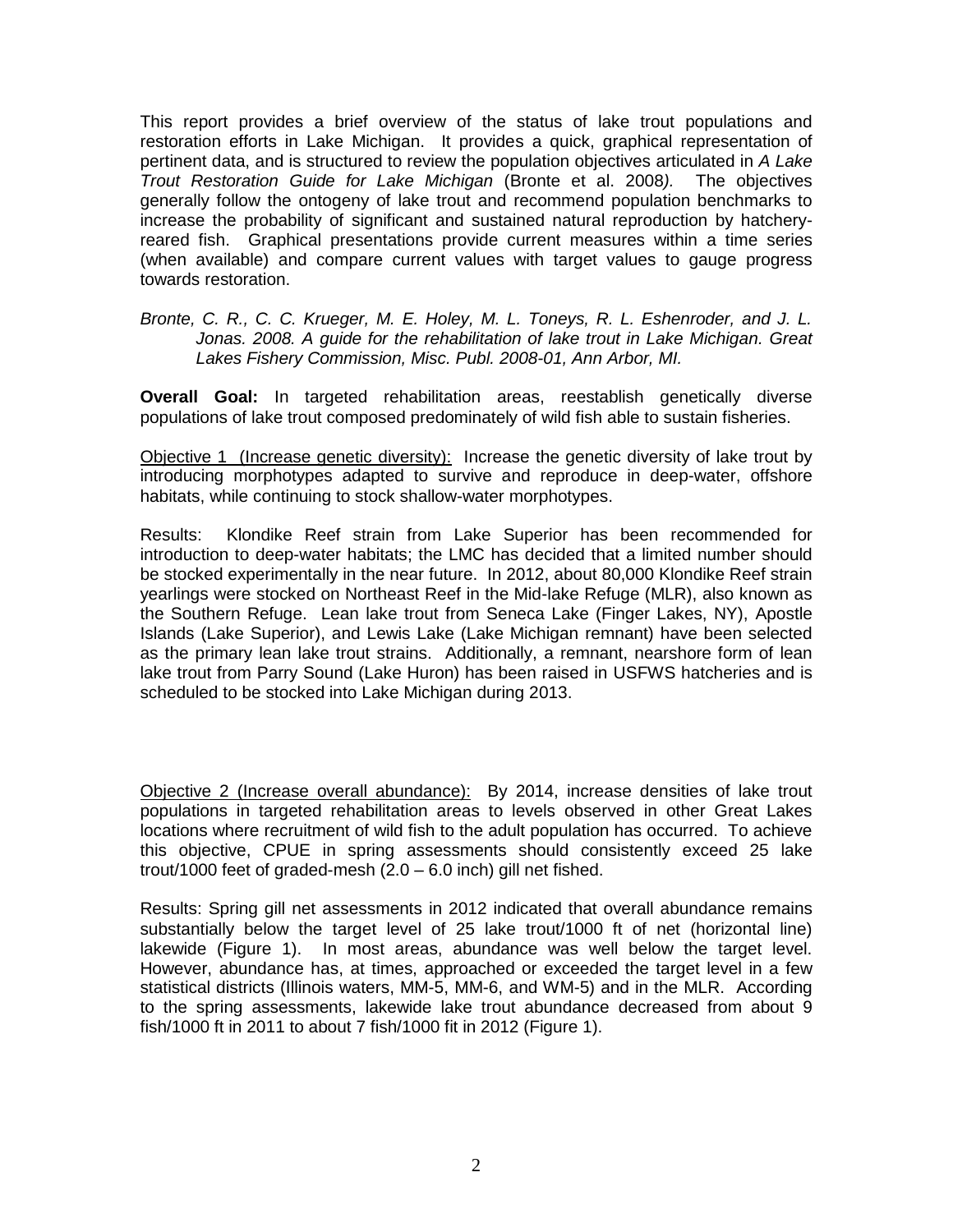This report provides a brief overview of the status of lake trout populations and restoration efforts in Lake Michigan. It provides a quick, graphical representation of pertinent data, and is structured to review the population objectives articulated in *A Lake Trout Restoration Guide for Lake Michigan* (Bronte et al. 2008*).* The objectives generally follow the ontogeny of lake trout and recommend population benchmarks to increase the probability of significant and sustained natural reproduction by hatchery-reared fish. Graphical presentations provide current measures within a time series (when available) and compare current values with target values to gauge progress towards restoration.

*Bronte, C. R., C. C. Krueger, M. E. Holey, M. L. Toneys, R. L. Eshenroder, and J. L. Jonas. 2008. A guide for the rehabilitation of lake trout in Lake Michigan. Great Lakes Fishery Commission, Misc. Publ. 2008-01, Ann Arbor, MI.*

**Overall Goal:** In targeted rehabilitation areas, reestablish genetically diverse populations of lake trout composed predominately of wild fish able to sustain fisheries.

Objective 1 (Increase genetic diversity): Increase the genetic diversity of lake trout by introducing morphotypes adapted to survive and reproduce in deep-water, offshore habitats, while continuing to stock shallow-water morphotypes.

Results: Klondike Reef strain from Lake Superior has been recommended for introduction to deep-water habitats; the LMC has decided that a limited number should be stocked experimentally in the near future. In 2012, about 80,000 Klondike Reef strain yearlings were stocked on Northeast Reef in the Mid-lake Refuge (MLR), also known as the Southern Refuge. Lean lake trout from Seneca Lake (Finger Lakes, NY), Apostle Islands (Lake Superior), and Lewis Lake (Lake Michigan remnant) have been selected as the primary lean lake trout strains. Additionally, a remnant, nearshore form of lean lake trout from Parry Sound (Lake Huron) has been raised in USFWS hatcheries and is scheduled to be stocked into Lake Michigan during 2013.

Objective 2 (Increase overall abundance): By 2014, increase densities of lake trout populations in targeted rehabilitation areas to levels observed in other Great Lakes locations where recruitment of wild fish to the adult population has occurred. To achieve this objective, CPUE in spring assessments should consistently exceed 25 lake trout/1000 feet of graded-mesh (2.0 – 6.0 inch) gill net fished.

Results: Spring gill net assessments in 2012 indicated that overall abundance remains substantially below the target level of 25 lake trout/1000 ft of net (horizontal line) lakewide (Figure 1). In most areas, abundance was well below the target level. However, abundance has, at times, approached or exceeded the target level in a few statistical districts (Illinois waters, MM-5, MM-6, and WM-5) and in the MLR. According to the spring assessments, lakewide lake trout abundance decreased from about 9 fish/1000 ft in 2011 to about 7 fish/1000 fit in 2012 (Figure 1).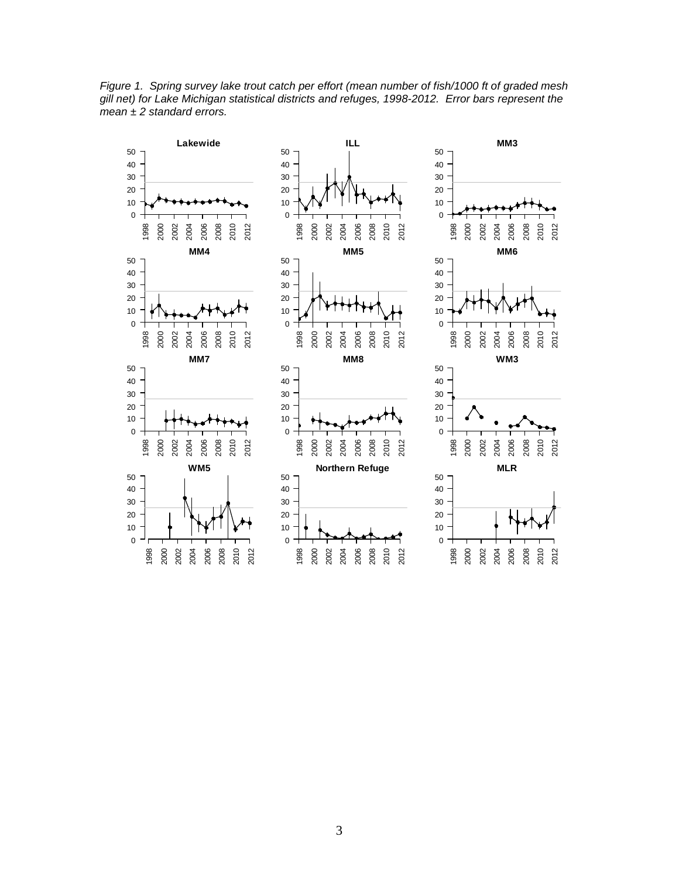*Figure 1. Spring survey lake trout catch per effort (mean number of fish/1000 ft of graded mesh gill net) for Lake Michigan statistical districts and refuges, 1998-2012. Error bars represent the mean ± 2 standard errors.*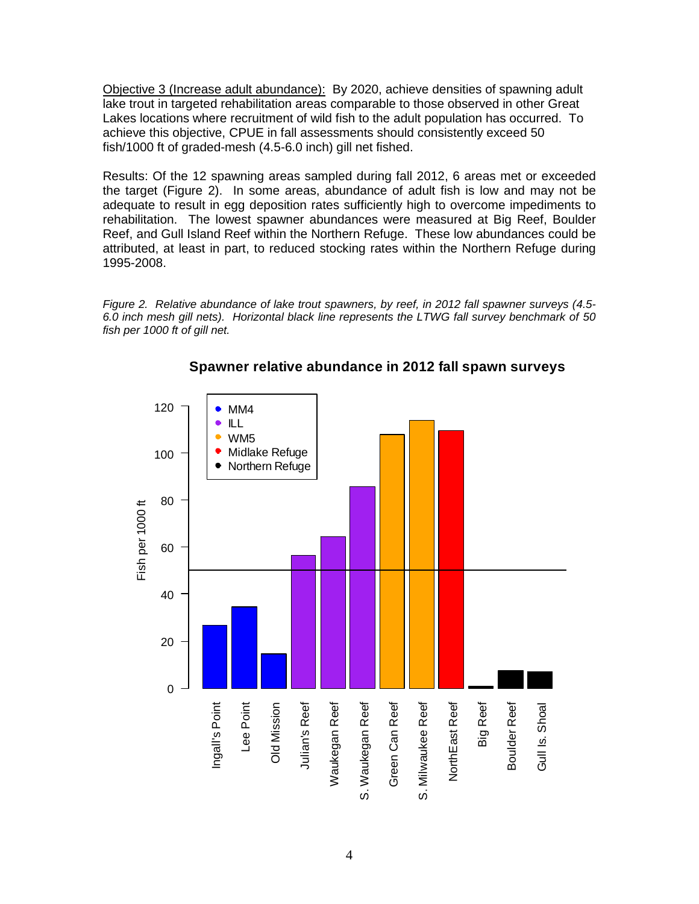Objective 3 (Increase adult abundance): By 2020, achieve densities of spawning adult lake trout in targeted rehabilitation areas comparable to those observed in other Great Lakes locations where recruitment of wild fish to the adult population has occurred. To achieve this objective, CPUE in fall assessments should consistently exceed 50 fish/1000 ft of graded-mesh (4.5-6.0 inch) gill net fished.

Results: Of the 12 spawning areas sampled during fall 2012, 6 areas met or exceeded the target (Figure 2). In some areas, abundance of adult fish is low and may not be adequate to result in egg deposition rates sufficiently high to overcome impediments to rehabilitation. The lowest spawner abundances were measured at Big Reef, Boulder Reef, and Gull Island Reef within the Northern Refuge. These low abundances could be attributed, at least in part, to reduced stocking rates within the Northern Refuge during 1995-2008.

*Figure 2. Relative abundance of lake trout spawners, by reef, in 2012 fall spawner surveys (4.5-6.0 inch mesh gill nets). Horizontal black line represents the LTWG fall survey benchmark of 50 fish per 1000 ft of gill net.*

**Spawner relative abundance in 2012 fall spawn surveys**

| Reef | Area | Fish per 1000 ft (approx.) |
|---|---|---|
| Ingall's Point | MM4 | 27 |
| Lee Point | MM4 | 35 |
| Old Mission | MM4 | 15 |
| Julian's Reef | ILL | 57 |
| Waukegan Reef | ILL | 65 |
| S. Waukegan Reef | ILL | 86 |
| Green Can Reef | WM5 | 108 |
| S. Milwaukee Reef | WM5 | 114 |
| NorthEast Reef | Midlake Refuge | 110 |
| Big Reef | Northern Refuge | 1 |
| Boulder Reef | Northern Refuge | 8 |
| Gull Is. Shoal | Northern Refuge | 7 |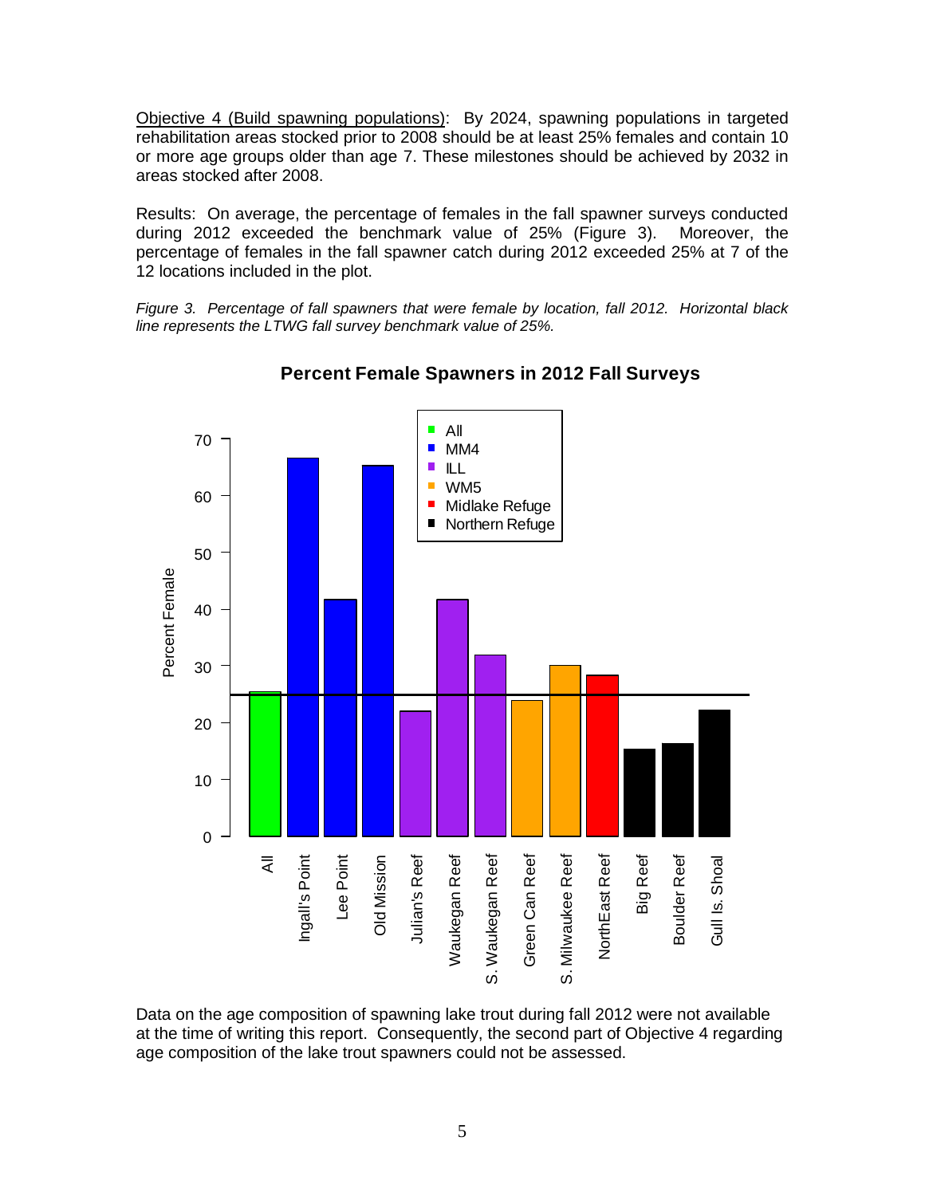Objective 4 (Build spawning populations): By 2024, spawning populations in targeted rehabilitation areas stocked prior to 2008 should be at least 25% females and contain 10 or more age groups older than age 7. These milestones should be achieved by 2032 in areas stocked after 2008.

Results: On average, the percentage of females in the fall spawner surveys conducted during 2012 exceeded the benchmark value of 25% (Figure 3). Moreover, the percentage of females in the fall spawner catch during 2012 exceeded 25% at 7 of the 12 locations included in the plot.

*Figure 3. Percentage of fall spawners that were female by location, fall 2012. Horizontal black line represents the LTWG fall survey benchmark value of 25%.*

**Percent Female Spawners in 2012 Fall Surveys**

Data on the age composition of spawning lake trout during fall 2012 were not available at the time of writing this report. Consequently, the second part of Objective 4 regarding age composition of the lake trout spawners could not be assessed.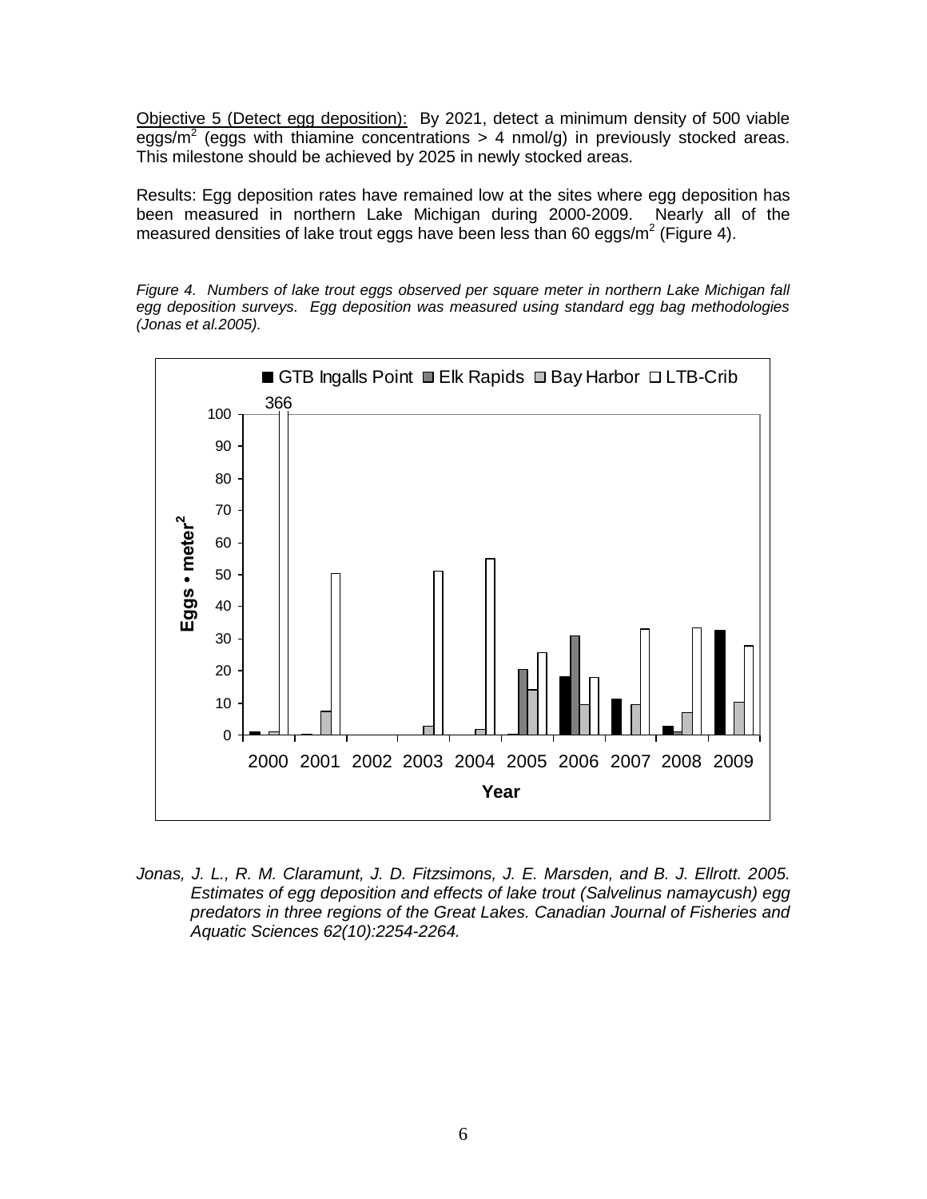Objective 5 (Detect egg deposition): By 2021, detect a minimum density of 500 viable eggs/$m^2$ (eggs with thiamine concentrations > 4 nmol/g) in previously stocked areas. This milestone should be achieved by 2025 in newly stocked areas.

Results: Egg deposition rates have remained low at the sites where egg deposition has been measured in northern Lake Michigan during 2000-2009. Nearly all of the measured densities of lake trout eggs have been less than 60 eggs/$m^2$ (Figure 4).

*Figure 4. Numbers of lake trout eggs observed per square meter in northern Lake Michigan fall egg deposition surveys. Egg deposition was measured using standard egg bag methodologies (Jonas et al.2005).*

*Jonas, J. L., R. M. Claramunt, J. D. Fitzsimons, J. E. Marsden, and B. J. Ellrott. 2005. Estimates of egg deposition and effects of lake trout (Salvelinus namaycush) egg predators in three regions of the Great Lakes. Canadian Journal of Fisheries and Aquatic Sciences 62(10):2254-2264.*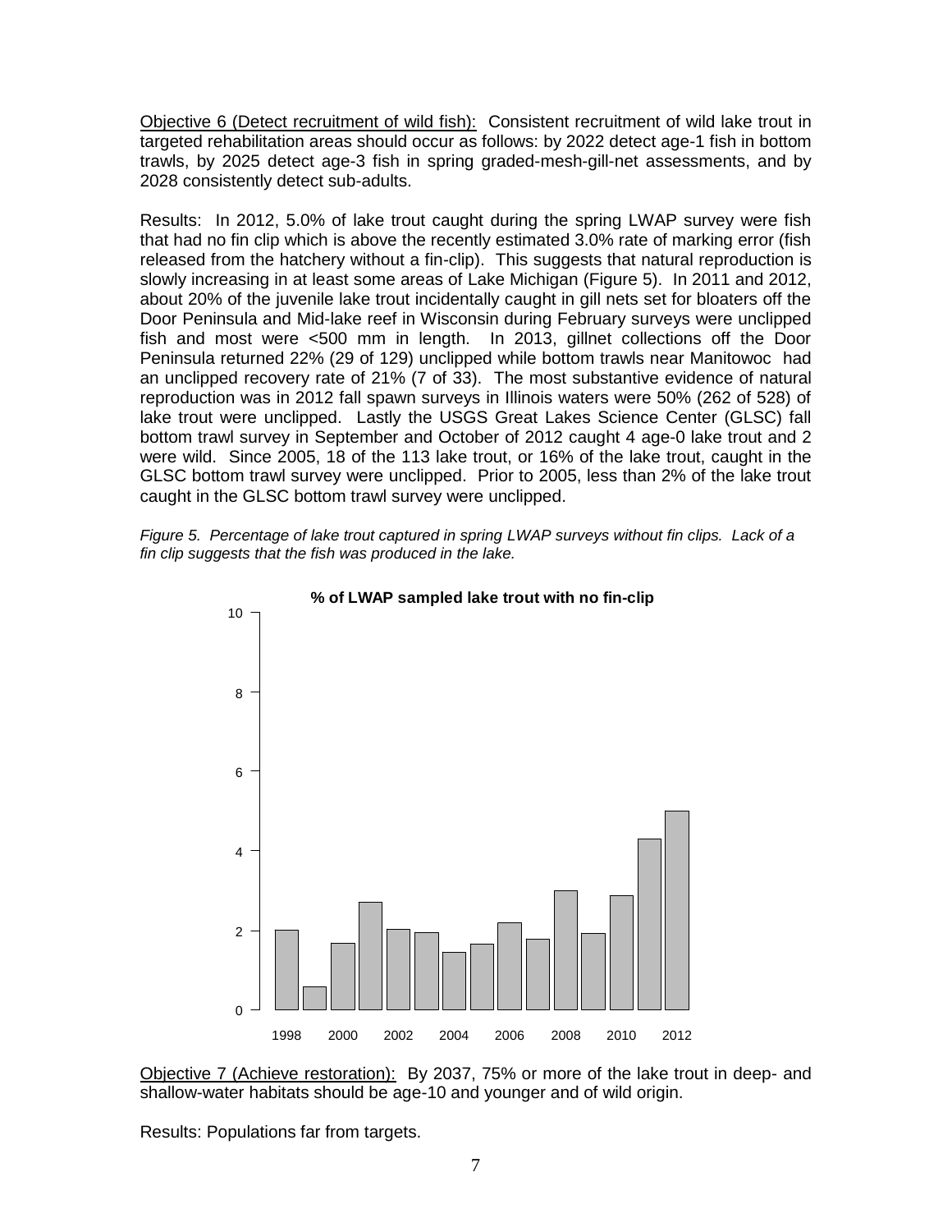Objective 6 (Detect recruitment of wild fish): Consistent recruitment of wild lake trout in targeted rehabilitation areas should occur as follows: by 2022 detect age-1 fish in bottom trawls, by 2025 detect age-3 fish in spring graded-mesh-gill-net assessments, and by 2028 consistently detect sub-adults.

Results: In 2012, 5.0% of lake trout caught during the spring LWAP survey were fish that had no fin clip which is above the recently estimated 3.0% rate of marking error (fish released from the hatchery without a fin-clip). This suggests that natural reproduction is slowly increasing in at least some areas of Lake Michigan (Figure 5). In 2011 and 2012, about 20% of the juvenile lake trout incidentally caught in gill nets set for bloaters off the Door Peninsula and Mid-lake reef in Wisconsin during February surveys were unclipped fish and most were <500 mm in length. In 2013, gillnet collections off the Door Peninsula returned 22% (29 of 129) unclipped while bottom trawls near Manitowoc had an unclipped recovery rate of 21% (7 of 33). The most substantive evidence of natural reproduction was in 2012 fall spawn surveys in Illinois waters were 50% (262 of 528) of lake trout were unclipped. Lastly the USGS Great Lakes Science Center (GLSC) fall bottom trawl survey in September and October of 2012 caught 4 age-0 lake trout and 2 were wild. Since 2005, 18 of the 113 lake trout, or 16% of the lake trout, caught in the GLSC bottom trawl survey were unclipped. Prior to 2005, less than 2% of the lake trout caught in the GLSC bottom trawl survey were unclipped.

*Figure 5. Percentage of lake trout captured in spring LWAP surveys without fin clips. Lack of a fin clip suggests that the fish was produced in the lake.*

Objective 7 (Achieve restoration): By 2037, 75% or more of the lake trout in deep- and shallow-water habitats should be age-10 and younger and of wild origin.

Results: Populations far from targets.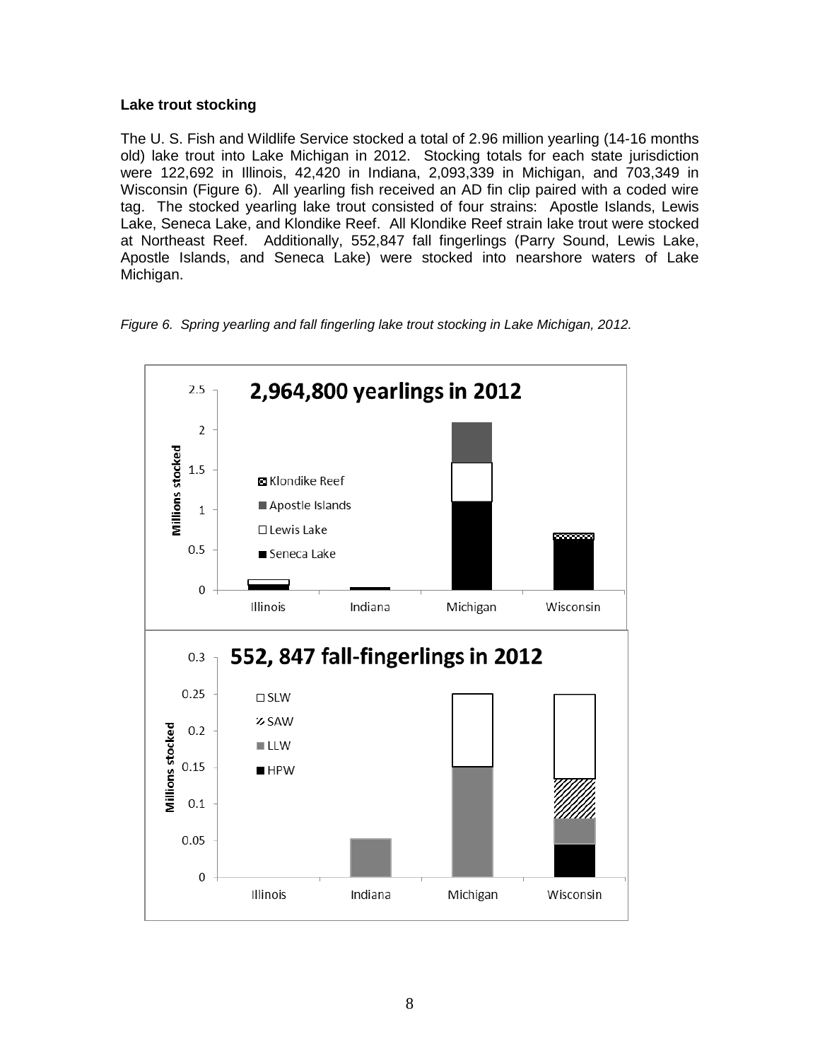**Lake trout stocking**

The U. S. Fish and Wildlife Service stocked a total of 2.96 million yearling (14-16 months old) lake trout into Lake Michigan in 2012. Stocking totals for each state jurisdiction were 122,692 in Illinois, 42,420 in Indiana, 2,093,339 in Michigan, and 703,349 in Wisconsin (Figure 6). All yearling fish received an AD fin clip paired with a coded wire tag. The stocked yearling lake trout consisted of four strains: Apostle Islands, Lewis Lake, Seneca Lake, and Klondike Reef. All Klondike Reef strain lake trout were stocked at Northeast Reef. Additionally, 552,847 fall fingerlings (Parry Sound, Lewis Lake, Apostle Islands, and Seneca Lake) were stocked into nearshore waters of Lake Michigan.

*Figure 6. Spring yearling and fall fingerling lake trout stocking in Lake Michigan, 2012.*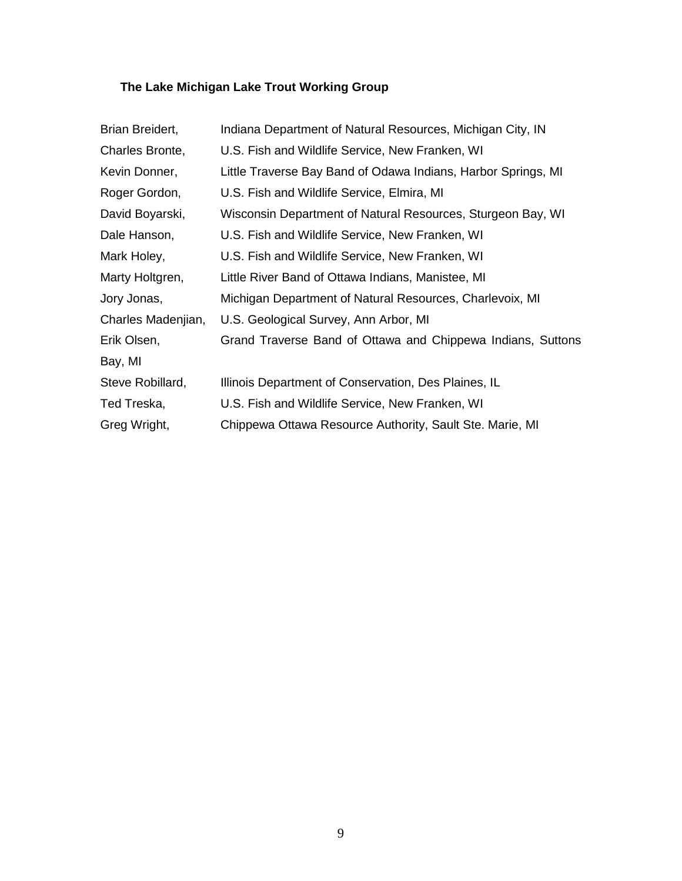**The Lake Michigan Lake Trout Working Group**

| | |
|---|---|
| Brian Breidert, | Indiana Department of Natural Resources, Michigan City, IN |
| Charles Bronte, | U.S. Fish and Wildlife Service, New Franken, WI |
| Kevin Donner, | Little Traverse Bay Band of Odawa Indians, Harbor Springs, MI |
| Roger Gordon, | U.S. Fish and Wildlife Service, Elmira, MI |
| David Boyarski, | Wisconsin Department of Natural Resources, Sturgeon Bay, WI |
| Dale Hanson, | U.S. Fish and Wildlife Service, New Franken, WI |
| Mark Holey, | U.S. Fish and Wildlife Service, New Franken, WI |
| Marty Holtgren, | Little River Band of Ottawa Indians, Manistee, MI |
| Jory Jonas, | Michigan Department of Natural Resources, Charlevoix, MI |
| Charles Madenjian, | U.S. Geological Survey, Ann Arbor, MI |
| Erik Olsen, | Grand Traverse Band of Ottawa and Chippewa Indians, Suttons Bay, MI |
| Steve Robillard, | Illinois Department of Conservation, Des Plaines, IL |
| Ted Treska, | U.S. Fish and Wildlife Service, New Franken, WI |
| Greg Wright, | Chippewa Ottawa Resource Authority, Sault Ste. Marie, MI |